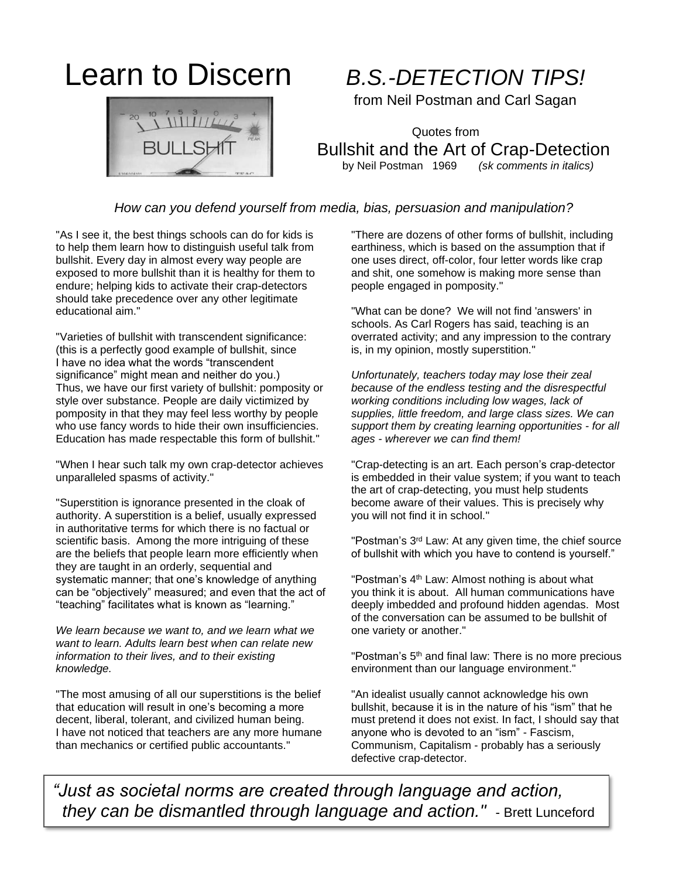# Learn to Discern *B.S.-DETECTION TIPS!*

from Neil Postman and Carl Sagan

Quotes from

## Bullshit and the Art of Crap-Detection

by Neil Postman 1969 *(sk comments in italics)*

*How can you defend yourself from media, bias, persuasion and manipulation?*

"As I see it, the best things schools can do for kids is to help them learn how to distinguish useful talk from bullshit. Every day in almost every way people are exposed to more bullshit than it is healthy for them to endure; helping kids to activate their crap-detectors should take precedence over any other legitimate educational aim."

"Varieties of bullshit with transcendent significance: (this is a perfectly good example of bullshit, since I have no idea what the words "transcendent significance" might mean and neither do you.) Thus, we have our first variety of bullshit: pomposity or style over substance. People are daily victimized by pomposity in that they may feel less worthy by people who use fancy words to hide their own insufficiencies. Education has made respectable this form of bullshit."

"When I hear such talk my own crap-detector achieves unparalleled spasms of activity."

"Superstition is ignorance presented in the cloak of authority. A superstition is a belief, usually expressed in authoritative terms for which there is no factual or scientific basis. Among the more intriguing of these are the beliefs that people learn more efficiently when they are taught in an orderly, sequential and systematic manner; that one's knowledge of anything can be "objectively" measured; and even that the act of "teaching" facilitates what is known as "learning."

*We learn because we want to, and we learn what we want to learn. Adults learn best when can relate new information to their lives, and to their existing knowledge.*

"The most amusing of all our superstitions is the belief that education will result in one's becoming a more decent, liberal, tolerant, and civilized human being. I have not noticed that teachers are any more humane than mechanics or certified public accountants."

"There are dozens of other forms of bullshit, including earthiness, which is based on the assumption that if one uses direct, off-color, four letter words like crap and shit, one somehow is making more sense than people engaged in pomposity."

"What can be done? We will not find 'answers' in schools. As Carl Rogers has said, teaching is an overrated activity; and any impression to the contrary is, in my opinion, mostly superstition."

*Unfortunately, teachers today may lose their zeal because of the endless testing and the disrespectful working conditions including low wages, lack of supplies, little freedom, and large class sizes. We can support them by creating learning opportunities - for all ages - wherever we can find them!*

"Crap-detecting is an art. Each person's crap-detector is embedded in their value system; if you want to teach the art of crap-detecting, you must help students become aware of their values. This is precisely why you will not find it in school."

"Postman's 3rd Law: At any given time, the chief source of bullshit with which you have to contend is yourself."

"Postman's 4th Law: Almost nothing is about what you think it is about. All human communications have deeply imbedded and profound hidden agendas. Most of the conversation can be assumed to be bullshit of one variety or another."

"Postman's 5th and final law: There is no more precious environment than our language environment."

"An idealist usually cannot acknowledge his own bullshit, because it is in the nature of his "ism" that he must pretend it does not exist. In fact, I should say that anyone who is devoted to an "ism" - Fascism, Communism, Capitalism - probably has a seriously defective crap-detector.

> *"Just as societal norms are created through language and action, they can be dismantled through language and action."* - Brett Lunceford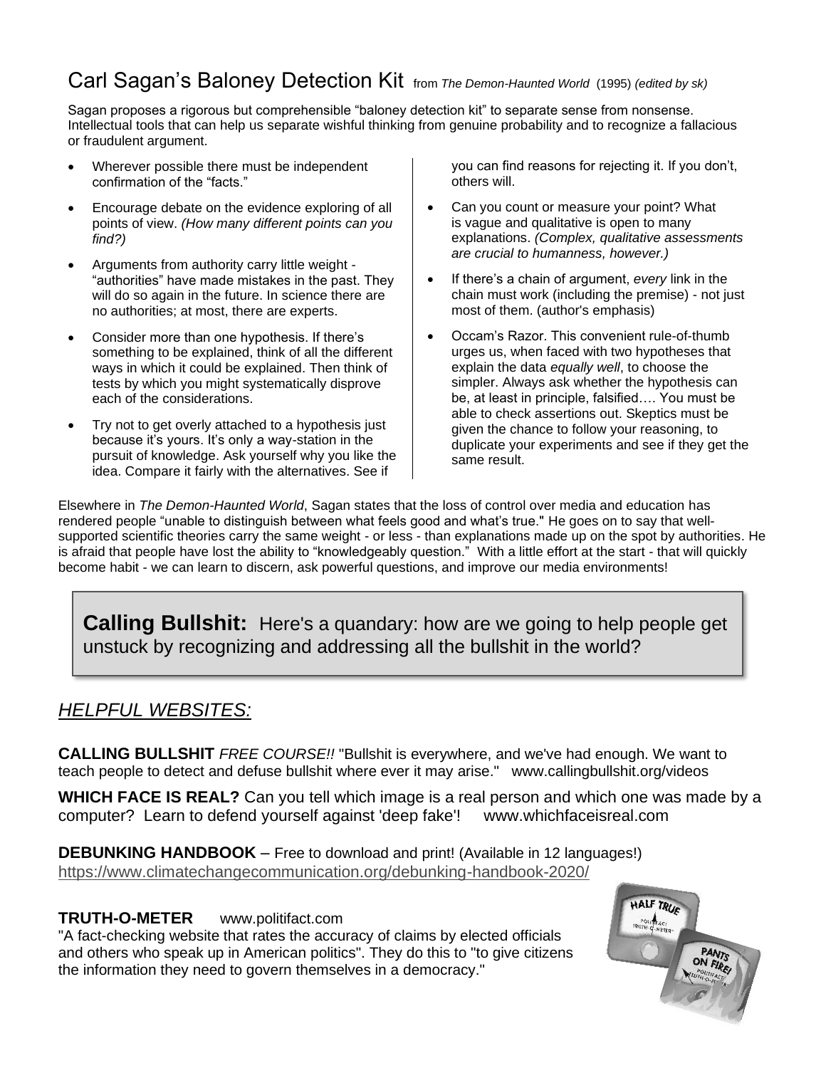# Carl Sagan's Baloney Detection Kit from *The Demon-Haunted World* (1995) *(edited by sk)*

Sagan proposes a rigorous but comprehensible "baloney detection kit" to separate sense from nonsense. Intellectual tools that can help us separate wishful thinking from genuine probability and to recognize a fallacious or fraudulent argument.

- Wherever possible there must be independent confirmation of the "facts."
- Encourage debate on the evidence exploring of all points of view. *(How many different points can you find?)*
- Arguments from authority carry little weight - "authorities" have made mistakes in the past. They will do so again in the future. In science there are no authorities; at most, there are experts.
- Consider more than one hypothesis. If there's something to be explained, think of all the different ways in which it could be explained. Then think of tests by which you might systematically disprove each of the considerations.
- Try not to get overly attached to a hypothesis just because it's yours. It's only a way-station in the pursuit of knowledge. Ask yourself why you like the idea. Compare it fairly with the alternatives. See if you can find reasons for rejecting it. If you don't, others will.
- Can you count or measure your point? What is vague and qualitative is open to many explanations. *(Complex, qualitative assessments are crucial to humanness, however.)*
- If there's a chain of argument, *every* link in the chain must work (including the premise) - not just most of them. (author's emphasis)
- Occam's Razor. This convenient rule-of-thumb urges us, when faced with two hypotheses that explain the data *equally well*, to choose the simpler. Always ask whether the hypothesis can be, at least in principle, falsified…. You must be able to check assertions out. Skeptics must be given the chance to follow your reasoning, to duplicate your experiments and see if they get the same result.

Elsewhere in *The Demon-Haunted World*, Sagan states that the loss of control over media and education has rendered people "unable to distinguish between what feels good and what's true." He goes on to say that well-supported scientific theories carry the same weight - or less - than explanations made up on the spot by authorities. He is afraid that people have lost the ability to "knowledgeably question." With a little effort at the start - that will quickly become habit - we can learn to discern, ask powerful questions, and improve our media environments!

**Calling Bullshit:** Here's a quandary: how are we going to help people get unstuck by recognizing and addressing all the bullshit in the world?

## *HELPFUL WEBSITES:*

**CALLING BULLSHIT** *FREE COURSE!!* "Bullshit is everywhere, and we've had enough. We want to teach people to detect and defuse bullshit where ever it may arise." www.callingbullshit.org/videos

**WHICH FACE IS REAL?** Can you tell which image is a real person and which one was made by a computer? Learn to defend yourself against 'deep fake'! www.whichfaceisreal.com

**DEBUNKING HANDBOOK** – Free to download and print! (Available in 12 languages!)
https://www.climatechangecommunication.org/debunking-handbook-2020/

**TRUTH-O-METER** www.politifact.com
"A fact-checking website that rates the accuracy of claims by elected officials and others who speak up in American politics". They do this to "to give citizens the information they need to govern themselves in a democracy."